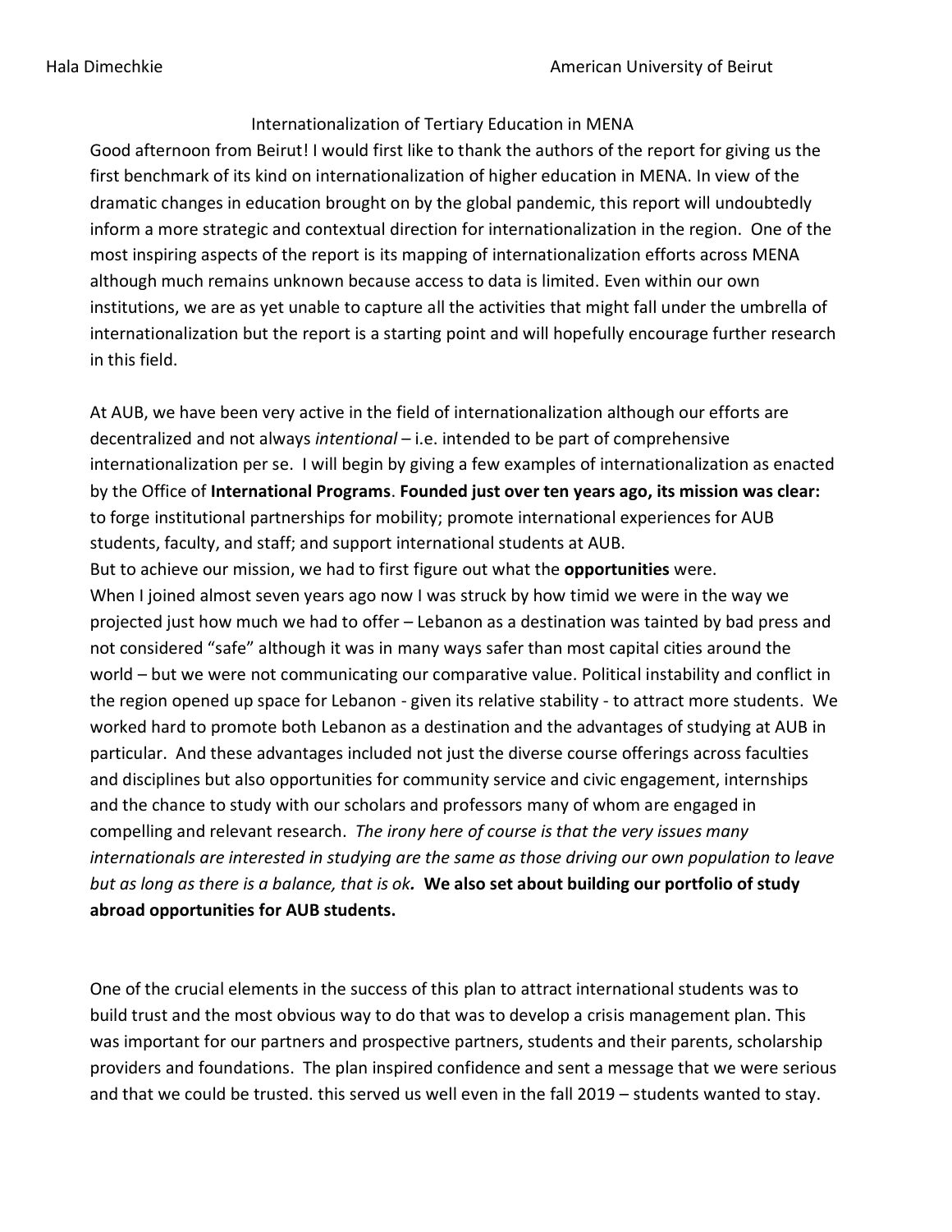Hala Dimechkie American University of Beirut

Internationalization of Tertiary Education in MENA

Good afternoon from Beirut! I would first like to thank the authors of the report for giving us the first benchmark of its kind on internationalization of higher education in MENA. In view of the dramatic changes in education brought on by the global pandemic, this report will undoubtedly inform a more strategic and contextual direction for internationalization in the region. One of the most inspiring aspects of the report is its mapping of internationalization efforts across MENA although much remains unknown because access to data is limited. Even within our own institutions, we are as yet unable to capture all the activities that might fall under the umbrella of internationalization but the report is a starting point and will hopefully encourage further research in this field.

At AUB, we have been very active in the field of internationalization although our efforts are decentralized and not always *intentional* – i.e. intended to be part of comprehensive internationalization per se. I will begin by giving a few examples of internationalization as enacted by the Office of **International Programs**. **Founded just over ten years ago, its mission was clear:** to forge institutional partnerships for mobility; promote international experiences for AUB students, faculty, and staff; and support international students at AUB.

But to achieve our mission, we had to first figure out what the **opportunities** were.

When I joined almost seven years ago now I was struck by how timid we were in the way we projected just how much we had to offer – Lebanon as a destination was tainted by bad press and not considered "safe" although it was in many ways safer than most capital cities around the world – but we were not communicating our comparative value. Political instability and conflict in the region opened up space for Lebanon - given its relative stability - to attract more students. We worked hard to promote both Lebanon as a destination and the advantages of studying at AUB in particular. And these advantages included not just the diverse course offerings across faculties and disciplines but also opportunities for community service and civic engagement, internships and the chance to study with our scholars and professors many of whom are engaged in compelling and relevant research. *The irony here of course is that the very issues many internationals are interested in studying are the same as those driving our own population to leave but as long as there is a balance, that is ok.* **We also set about building our portfolio of study abroad opportunities for AUB students.**

One of the crucial elements in the success of this plan to attract international students was to build trust and the most obvious way to do that was to develop a crisis management plan. This was important for our partners and prospective partners, students and their parents, scholarship providers and foundations. The plan inspired confidence and sent a message that we were serious and that we could be trusted. this served us well even in the fall 2019 – students wanted to stay.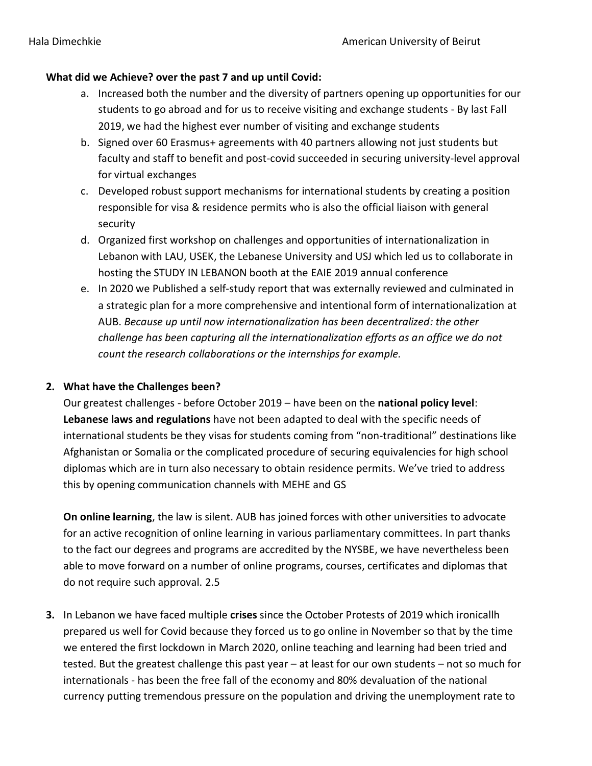**What did we Achieve? over the past 7 and up until Covid:**

a. Increased both the number and the diversity of partners opening up opportunities for our students to go abroad and for us to receive visiting and exchange students - By last Fall 2019, we had the highest ever number of visiting and exchange students
b. Signed over 60 Erasmus+ agreements with 40 partners allowing not just students but faculty and staff to benefit and post-covid succeeded in securing university-level approval for virtual exchanges
c. Developed robust support mechanisms for international students by creating a position responsible for visa & residence permits who is also the official liaison with general security
d. Organized first workshop on challenges and opportunities of internationalization in Lebanon with LAU, USEK, the Lebanese University and USJ which led us to collaborate in hosting the STUDY IN LEBANON booth at the EAIE 2019 annual conference
e. In 2020 we Published a self-study report that was externally reviewed and culminated in a strategic plan for a more comprehensive and intentional form of internationalization at AUB. *Because up until now internationalization has been decentralized: the other challenge has been capturing all the internationalization efforts as an office we do not count the research collaborations or the internships for example.*

**2. What have the Challenges been?**

Our greatest challenges - before October 2019 – have been on the **national policy level**: **Lebanese laws and regulations** have not been adapted to deal with the specific needs of international students be they visas for students coming from "non-traditional" destinations like Afghanistan or Somalia or the complicated procedure of securing equivalencies for high school diplomas which are in turn also necessary to obtain residence permits. We've tried to address this by opening communication channels with MEHE and GS

**On online learning**, the law is silent. AUB has joined forces with other universities to advocate for an active recognition of online learning in various parliamentary committees. In part thanks to the fact our degrees and programs are accredited by the NYSBE, we have nevertheless been able to move forward on a number of online programs, courses, certificates and diplomas that do not require such approval. 2.5

**3.** In Lebanon we have faced multiple **crises** since the October Protests of 2019 which ironicallh prepared us well for Covid because they forced us to go online in November so that by the time we entered the first lockdown in March 2020, online teaching and learning had been tried and tested. But the greatest challenge this past year – at least for our own students – not so much for internationals - has been the free fall of the economy and 80% devaluation of the national currency putting tremendous pressure on the population and driving the unemployment rate to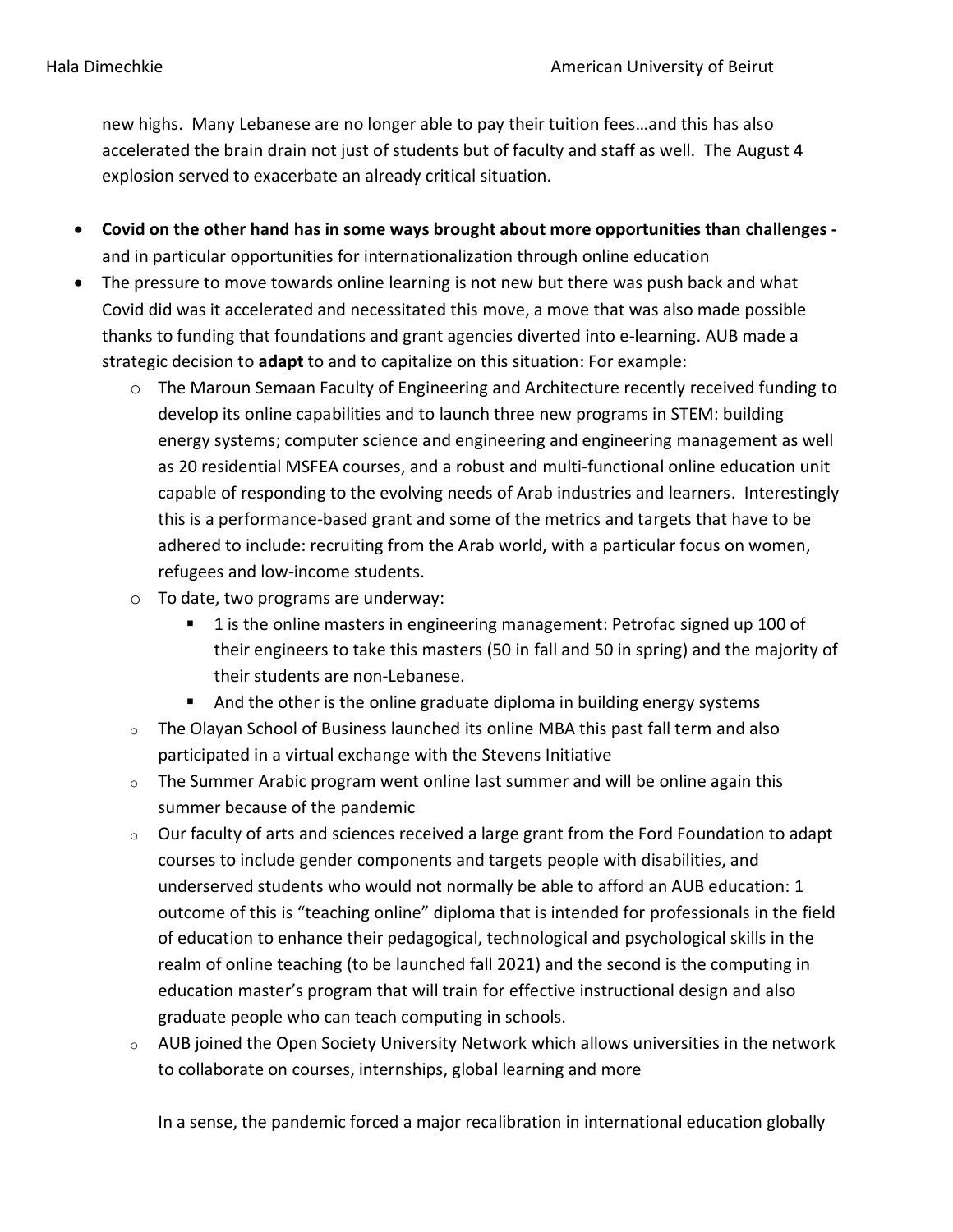new highs. Many Lebanese are no longer able to pay their tuition fees…and this has also accelerated the brain drain not just of students but of faculty and staff as well. The August 4 explosion served to exacerbate an already critical situation.

- **Covid on the other hand has in some ways brought about more opportunities than challenges -** and in particular opportunities for internationalization through online education
- The pressure to move towards online learning is not new but there was push back and what Covid did was it accelerated and necessitated this move, a move that was also made possible thanks to funding that foundations and grant agencies diverted into e-learning. AUB made a strategic decision to **adapt** to and to capitalize on this situation: For example:
  - The Maroun Semaan Faculty of Engineering and Architecture recently received funding to develop its online capabilities and to launch three new programs in STEM: building energy systems; computer science and engineering and engineering management as well as 20 residential MSFEA courses, and a robust and multi-functional online education unit capable of responding to the evolving needs of Arab industries and learners. Interestingly this is a performance-based grant and some of the metrics and targets that have to be adhered to include: recruiting from the Arab world, with a particular focus on women, refugees and low-income students.
  - To date, two programs are underway:
    - 1 is the online masters in engineering management: Petrofac signed up 100 of their engineers to take this masters (50 in fall and 50 in spring) and the majority of their students are non-Lebanese.
    - And the other is the online graduate diploma in building energy systems
  - The Olayan School of Business launched its online MBA this past fall term and also participated in a virtual exchange with the Stevens Initiative
  - The Summer Arabic program went online last summer and will be online again this summer because of the pandemic
  - Our faculty of arts and sciences received a large grant from the Ford Foundation to adapt courses to include gender components and targets people with disabilities, and underserved students who would not normally be able to afford an AUB education: 1 outcome of this is "teaching online" diploma that is intended for professionals in the field of education to enhance their pedagogical, technological and psychological skills in the realm of online teaching (to be launched fall 2021) and the second is the computing in education master's program that will train for effective instructional design and also graduate people who can teach computing in schools.
  - AUB joined the Open Society University Network which allows universities in the network to collaborate on courses, internships, global learning and more

  In a sense, the pandemic forced a major recalibration in international education globally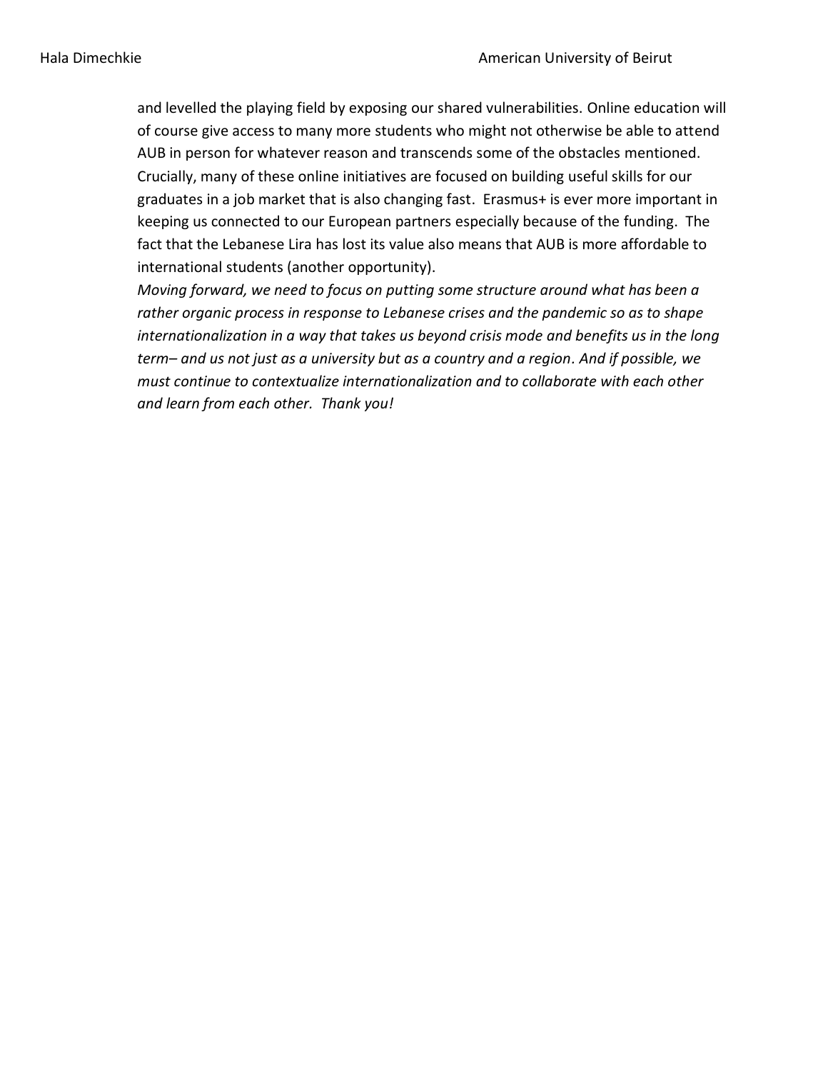and levelled the playing field by exposing our shared vulnerabilities. Online education will of course give access to many more students who might not otherwise be able to attend AUB in person for whatever reason and transcends some of the obstacles mentioned. Crucially, many of these online initiatives are focused on building useful skills for our graduates in a job market that is also changing fast. Erasmus+ is ever more important in keeping us connected to our European partners especially because of the funding. The fact that the Lebanese Lira has lost its value also means that AUB is more affordable to international students (another opportunity).

*Moving forward, we need to focus on putting some structure around what has been a rather organic process in response to Lebanese crises and the pandemic so as to shape internationalization in a way that takes us beyond crisis mode and benefits us in the long term– and us not just as a university but as a country and a region. And if possible, we must continue to contextualize internationalization and to collaborate with each other and learn from each other. Thank you!*